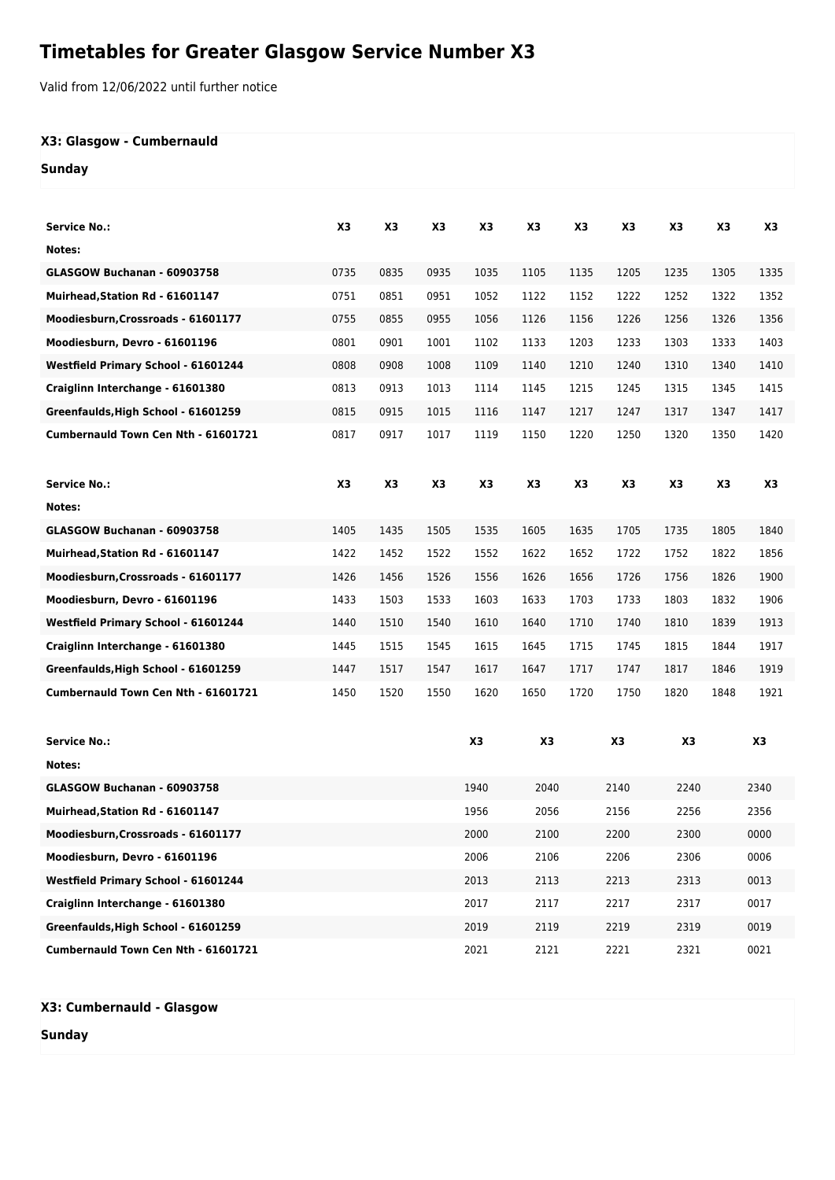# Timetables for Greater Glasgow Service Number X3

Valid from 12/06/2022 until further notice

### X3: Glasgow - Cumbernauld

### Sunday

| Service No.: | X3 | X3 | X3 | X3 | X3 | X3 | X3 | X3 | X3 | X3 |
|---|---|---|---|---|---|---|---|---|---|---|
| Notes: | | | | | | | | | | |
| GLASGOW Buchanan - 60903758 | 0735 | 0835 | 0935 | 1035 | 1105 | 1135 | 1205 | 1235 | 1305 | 1335 |
| Muirhead,Station Rd - 61601147 | 0751 | 0851 | 0951 | 1052 | 1122 | 1152 | 1222 | 1252 | 1322 | 1352 |
| Moodiesburn,Crossroads - 61601177 | 0755 | 0855 | 0955 | 1056 | 1126 | 1156 | 1226 | 1256 | 1326 | 1356 |
| Moodiesburn, Devro - 61601196 | 0801 | 0901 | 1001 | 1102 | 1133 | 1203 | 1233 | 1303 | 1333 | 1403 |
| Westfield Primary School - 61601244 | 0808 | 0908 | 1008 | 1109 | 1140 | 1210 | 1240 | 1310 | 1340 | 1410 |
| Craiglinn Interchange - 61601380 | 0813 | 0913 | 1013 | 1114 | 1145 | 1215 | 1245 | 1315 | 1345 | 1415 |
| Greenfaulds,High School - 61601259 | 0815 | 0915 | 1015 | 1116 | 1147 | 1217 | 1247 | 1317 | 1347 | 1417 |
| Cumbernauld Town Cen Nth - 61601721 | 0817 | 0917 | 1017 | 1119 | 1150 | 1220 | 1250 | 1320 | 1350 | 1420 |

| Service No.: | X3 | X3 | X3 | X3 | X3 | X3 | X3 | X3 | X3 | X3 |
|---|---|---|---|---|---|---|---|---|---|---|
| Notes: | | | | | | | | | | |
| GLASGOW Buchanan - 60903758 | 1405 | 1435 | 1505 | 1535 | 1605 | 1635 | 1705 | 1735 | 1805 | 1840 |
| Muirhead,Station Rd - 61601147 | 1422 | 1452 | 1522 | 1552 | 1622 | 1652 | 1722 | 1752 | 1822 | 1856 |
| Moodiesburn,Crossroads - 61601177 | 1426 | 1456 | 1526 | 1556 | 1626 | 1656 | 1726 | 1756 | 1826 | 1900 |
| Moodiesburn, Devro - 61601196 | 1433 | 1503 | 1533 | 1603 | 1633 | 1703 | 1733 | 1803 | 1832 | 1906 |
| Westfield Primary School - 61601244 | 1440 | 1510 | 1540 | 1610 | 1640 | 1710 | 1740 | 1810 | 1839 | 1913 |
| Craiglinn Interchange - 61601380 | 1445 | 1515 | 1545 | 1615 | 1645 | 1715 | 1745 | 1815 | 1844 | 1917 |
| Greenfaulds,High School - 61601259 | 1447 | 1517 | 1547 | 1617 | 1647 | 1717 | 1747 | 1817 | 1846 | 1919 |
| Cumbernauld Town Cen Nth - 61601721 | 1450 | 1520 | 1550 | 1620 | 1650 | 1720 | 1750 | 1820 | 1848 | 1921 |

| Service No.: | X3 | X3 | X3 | X3 | X3 |
|---|---|---|---|---|---|
| Notes: | | | | | |
| GLASGOW Buchanan - 60903758 | 1940 | 2040 | 2140 | 2240 | 2340 |
| Muirhead,Station Rd - 61601147 | 1956 | 2056 | 2156 | 2256 | 2356 |
| Moodiesburn,Crossroads - 61601177 | 2000 | 2100 | 2200 | 2300 | 0000 |
| Moodiesburn, Devro - 61601196 | 2006 | 2106 | 2206 | 2306 | 0006 |
| Westfield Primary School - 61601244 | 2013 | 2113 | 2213 | 2313 | 0013 |
| Craiglinn Interchange - 61601380 | 2017 | 2117 | 2217 | 2317 | 0017 |
| Greenfaulds,High School - 61601259 | 2019 | 2119 | 2219 | 2319 | 0019 |
| Cumbernauld Town Cen Nth - 61601721 | 2021 | 2121 | 2221 | 2321 | 0021 |

### X3: Cumbernauld - Glasgow

### Sunday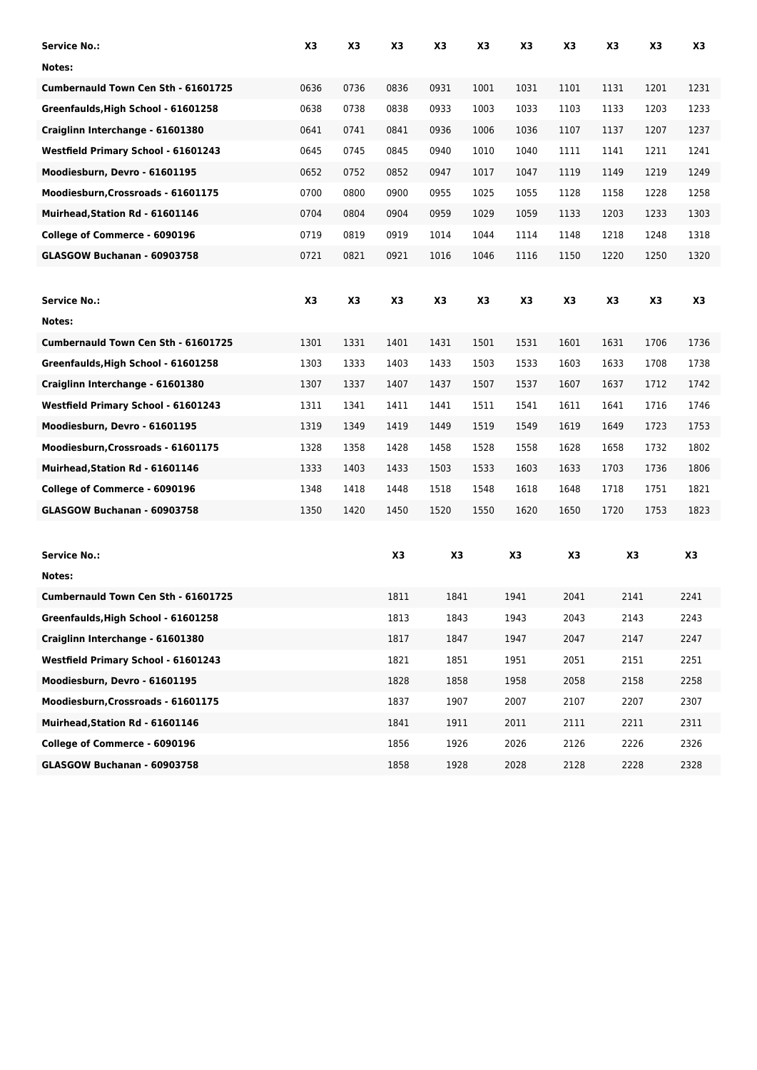| Service No.: | X3 | X3 | X3 | X3 | X3 | X3 | X3 | X3 | X3 | X3 |
|---|---|---|---|---|---|---|---|---|---|---|
| Notes: | | | | | | | | | | |
| Cumbernauld Town Cen Sth - 61601725 | 0636 | 0736 | 0836 | 0931 | 1001 | 1031 | 1101 | 1131 | 1201 | 1231 |
| Greenfaulds,High School - 61601258 | 0638 | 0738 | 0838 | 0933 | 1003 | 1033 | 1103 | 1133 | 1203 | 1233 |
| Craiglinn Interchange - 61601380 | 0641 | 0741 | 0841 | 0936 | 1006 | 1036 | 1107 | 1137 | 1207 | 1237 |
| Westfield Primary School - 61601243 | 0645 | 0745 | 0845 | 0940 | 1010 | 1040 | 1111 | 1141 | 1211 | 1241 |
| Moodiesburn, Devro - 61601195 | 0652 | 0752 | 0852 | 0947 | 1017 | 1047 | 1119 | 1149 | 1219 | 1249 |
| Moodiesburn,Crossroads - 61601175 | 0700 | 0800 | 0900 | 0955 | 1025 | 1055 | 1128 | 1158 | 1228 | 1258 |
| Muirhead,Station Rd - 61601146 | 0704 | 0804 | 0904 | 0959 | 1029 | 1059 | 1133 | 1203 | 1233 | 1303 |
| College of Commerce - 6090196 | 0719 | 0819 | 0919 | 1014 | 1044 | 1114 | 1148 | 1218 | 1248 | 1318 |
| GLASGOW Buchanan - 60903758 | 0721 | 0821 | 0921 | 1016 | 1046 | 1116 | 1150 | 1220 | 1250 | 1320 |

| Service No.: | X3 | X3 | X3 | X3 | X3 | X3 | X3 | X3 | X3 | X3 |
|---|---|---|---|---|---|---|---|---|---|---|
| Notes: | | | | | | | | | | |
| Cumbernauld Town Cen Sth - 61601725 | 1301 | 1331 | 1401 | 1431 | 1501 | 1531 | 1601 | 1631 | 1706 | 1736 |
| Greenfaulds,High School - 61601258 | 1303 | 1333 | 1403 | 1433 | 1503 | 1533 | 1603 | 1633 | 1708 | 1738 |
| Craiglinn Interchange - 61601380 | 1307 | 1337 | 1407 | 1437 | 1507 | 1537 | 1607 | 1637 | 1712 | 1742 |
| Westfield Primary School - 61601243 | 1311 | 1341 | 1411 | 1441 | 1511 | 1541 | 1611 | 1641 | 1716 | 1746 |
| Moodiesburn, Devro - 61601195 | 1319 | 1349 | 1419 | 1449 | 1519 | 1549 | 1619 | 1649 | 1723 | 1753 |
| Moodiesburn,Crossroads - 61601175 | 1328 | 1358 | 1428 | 1458 | 1528 | 1558 | 1628 | 1658 | 1732 | 1802 |
| Muirhead,Station Rd - 61601146 | 1333 | 1403 | 1433 | 1503 | 1533 | 1603 | 1633 | 1703 | 1736 | 1806 |
| College of Commerce - 6090196 | 1348 | 1418 | 1448 | 1518 | 1548 | 1618 | 1648 | 1718 | 1751 | 1821 |
| GLASGOW Buchanan - 60903758 | 1350 | 1420 | 1450 | 1520 | 1550 | 1620 | 1650 | 1720 | 1753 | 1823 |

| Service No.: | X3 | X3 | X3 | X3 | X3 | X3 |
|---|---|---|---|---|---|---|
| Notes: | | | | | | |
| Cumbernauld Town Cen Sth - 61601725 | 1811 | 1841 | 1941 | 2041 | 2141 | 2241 |
| Greenfaulds,High School - 61601258 | 1813 | 1843 | 1943 | 2043 | 2143 | 2243 |
| Craiglinn Interchange - 61601380 | 1817 | 1847 | 1947 | 2047 | 2147 | 2247 |
| Westfield Primary School - 61601243 | 1821 | 1851 | 1951 | 2051 | 2151 | 2251 |
| Moodiesburn, Devro - 61601195 | 1828 | 1858 | 1958 | 2058 | 2158 | 2258 |
| Moodiesburn,Crossroads - 61601175 | 1837 | 1907 | 2007 | 2107 | 2207 | 2307 |
| Muirhead,Station Rd - 61601146 | 1841 | 1911 | 2011 | 2111 | 2211 | 2311 |
| College of Commerce - 6090196 | 1856 | 1926 | 2026 | 2126 | 2226 | 2326 |
| GLASGOW Buchanan - 60903758 | 1858 | 1928 | 2028 | 2128 | 2228 | 2328 |